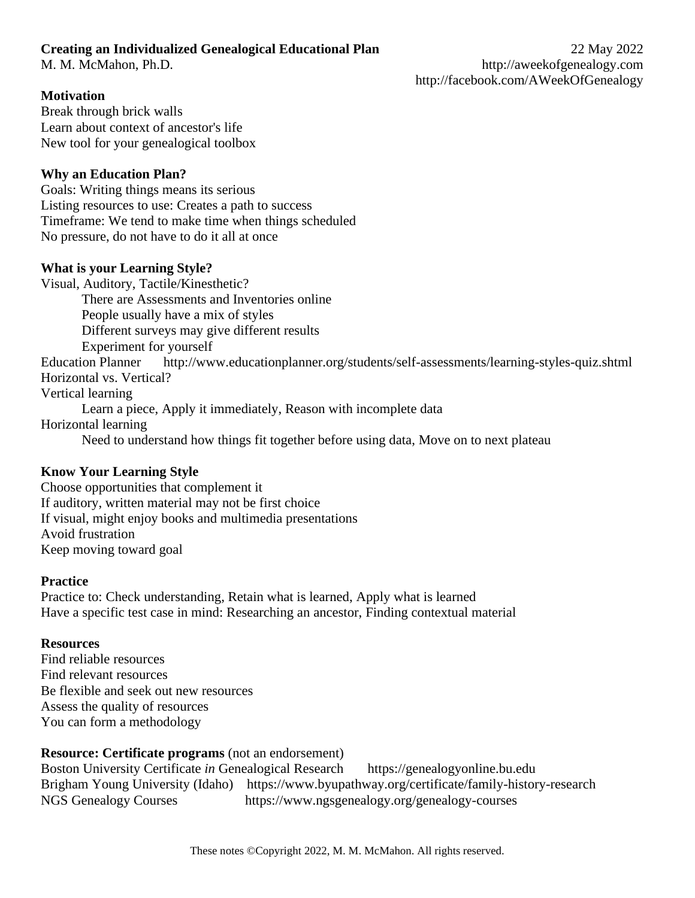**Creating an Individualized Genealogical Educational Plan** 22 May 2022
M. M. McMahon, Ph.D.

http://aweekofgenealogy.com
http://facebook.com/AWeekOfGenealogy

**Motivation**

Break through brick walls
Learn about context of ancestor's life
New tool for your genealogical toolbox

**Why an Education Plan?**

Goals: Writing things means its serious
Listing resources to use: Creates a path to success
Timeframe: We tend to make time when things scheduled
No pressure, do not have to do it all at once

**What is your Learning Style?**

Visual, Auditory, Tactile/Kinesthetic?

- There are Assessments and Inventories online
- People usually have a mix of styles
- Different surveys may give different results
- Experiment for yourself

Education Planner http://www.educationplanner.org/students/self-assessments/learning-styles-quiz.shtml
Horizontal vs. Vertical?
Vertical learning

- Learn a piece, Apply it immediately, Reason with incomplete data

Horizontal learning

- Need to understand how things fit together before using data, Move on to next plateau

**Know Your Learning Style**

Choose opportunities that complement it
If auditory, written material may not be first choice
If visual, might enjoy books and multimedia presentations
Avoid frustration
Keep moving toward goal

**Practice**

Practice to: Check understanding, Retain what is learned, Apply what is learned
Have a specific test case in mind: Researching an ancestor, Finding contextual material

**Resources**

Find reliable resources
Find relevant resources
Be flexible and seek out new resources
Assess the quality of resources
You can form a methodology

**Resource: Certificate programs** (not an endorsement)

Boston University Certificate *in* Genealogical Research https://genealogyonline.bu.edu
Brigham Young University (Idaho) https://www.byupathway.org/certificate/family-history-research
NGS Genealogy Courses https://www.ngsgenealogy.org/genealogy-courses

These notes ©Copyright 2022, M. M. McMahon. All rights reserved.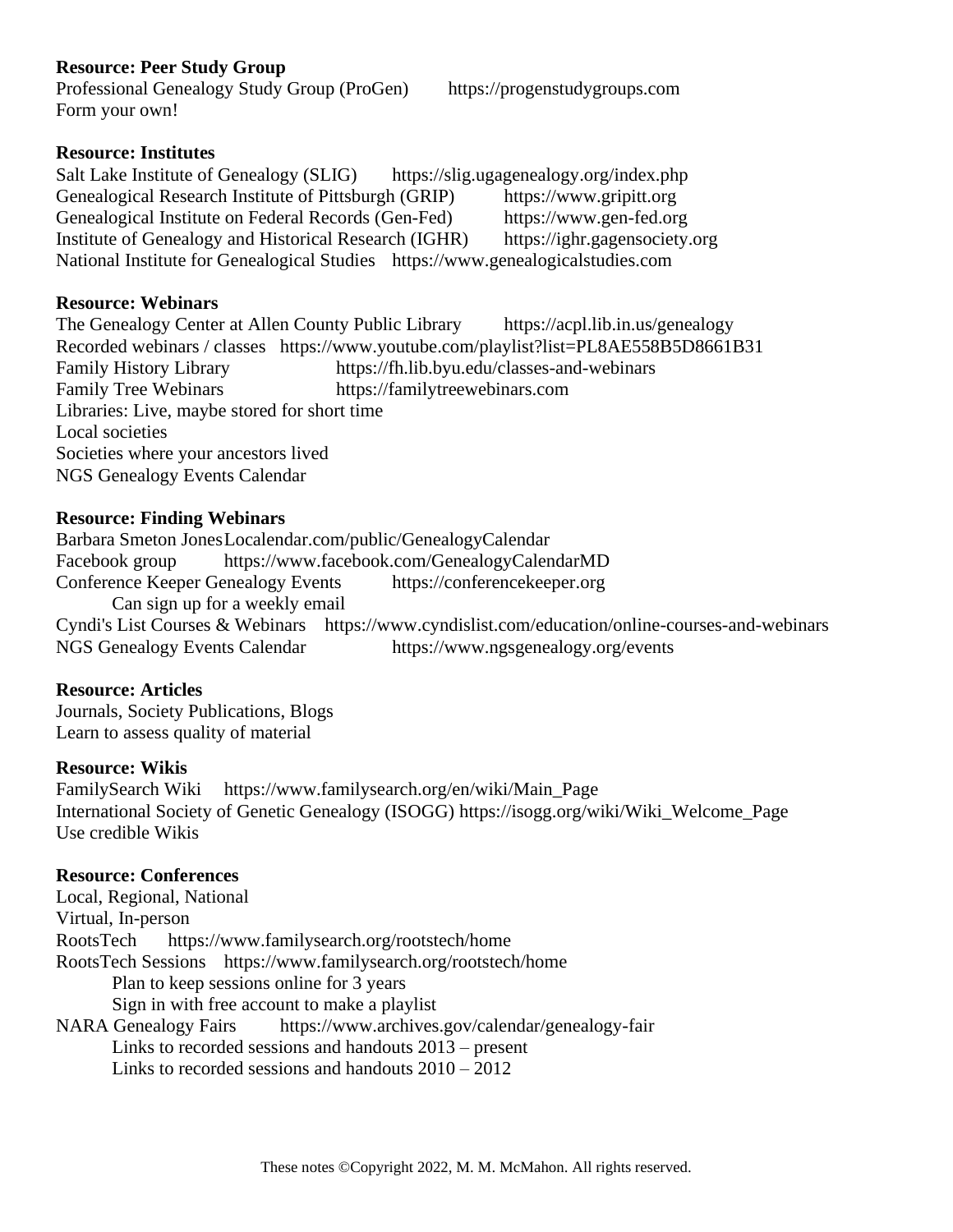**Resource: Peer Study Group**

Professional Genealogy Study Group (ProGen) https://progenstudygroups.com
Form your own!

**Resource: Institutes**

Salt Lake Institute of Genealogy (SLIG) https://slig.ugagenealogy.org/index.php
Genealogical Research Institute of Pittsburgh (GRIP) https://www.gripitt.org
Genealogical Institute on Federal Records (Gen-Fed) https://www.gen-fed.org
Institute of Genealogy and Historical Research (IGHR) https://ighr.gagensociety.org
National Institute for Genealogical Studies https://www.genealogicalstudies.com

**Resource: Webinars**

The Genealogy Center at Allen County Public Library https://acpl.lib.in.us/genealogy
Recorded webinars / classes https://www.youtube.com/playlist?list=PL8AE558B5D8661B31
Family History Library https://fh.lib.byu.edu/classes-and-webinars
Family Tree Webinars https://familytreewebinars.com
Libraries: Live, maybe stored for short time
Local societies
Societies where your ancestors lived
NGS Genealogy Events Calendar

**Resource: Finding Webinars**

Barbara Smeton Jones Localendar.com/public/GenealogyCalendar
Facebook group https://www.facebook.com/GenealogyCalendarMD
Conference Keeper Genealogy Events https://conferencekeeper.org
  Can sign up for a weekly email
Cyndi's List Courses & Webinars https://www.cyndislist.com/education/online-courses-and-webinars
NGS Genealogy Events Calendar https://www.ngsgenealogy.org/events

**Resource: Articles**

Journals, Society Publications, Blogs
Learn to assess quality of material

**Resource: Wikis**

FamilySearch Wiki https://www.familysearch.org/en/wiki/Main_Page
International Society of Genetic Genealogy (ISOGG) https://isogg.org/wiki/Wiki_Welcome_Page
Use credible Wikis

**Resource: Conferences**

Local, Regional, National
Virtual, In-person
RootsTech https://www.familysearch.org/rootstech/home
RootsTech Sessions https://www.familysearch.org/rootstech/home
  Plan to keep sessions online for 3 years
  Sign in with free account to make a playlist
NARA Genealogy Fairs https://www.archives.gov/calendar/genealogy-fair
  Links to recorded sessions and handouts 2013 – present
  Links to recorded sessions and handouts 2010 – 2012

These notes ©Copyright 2022, M. M. McMahon. All rights reserved.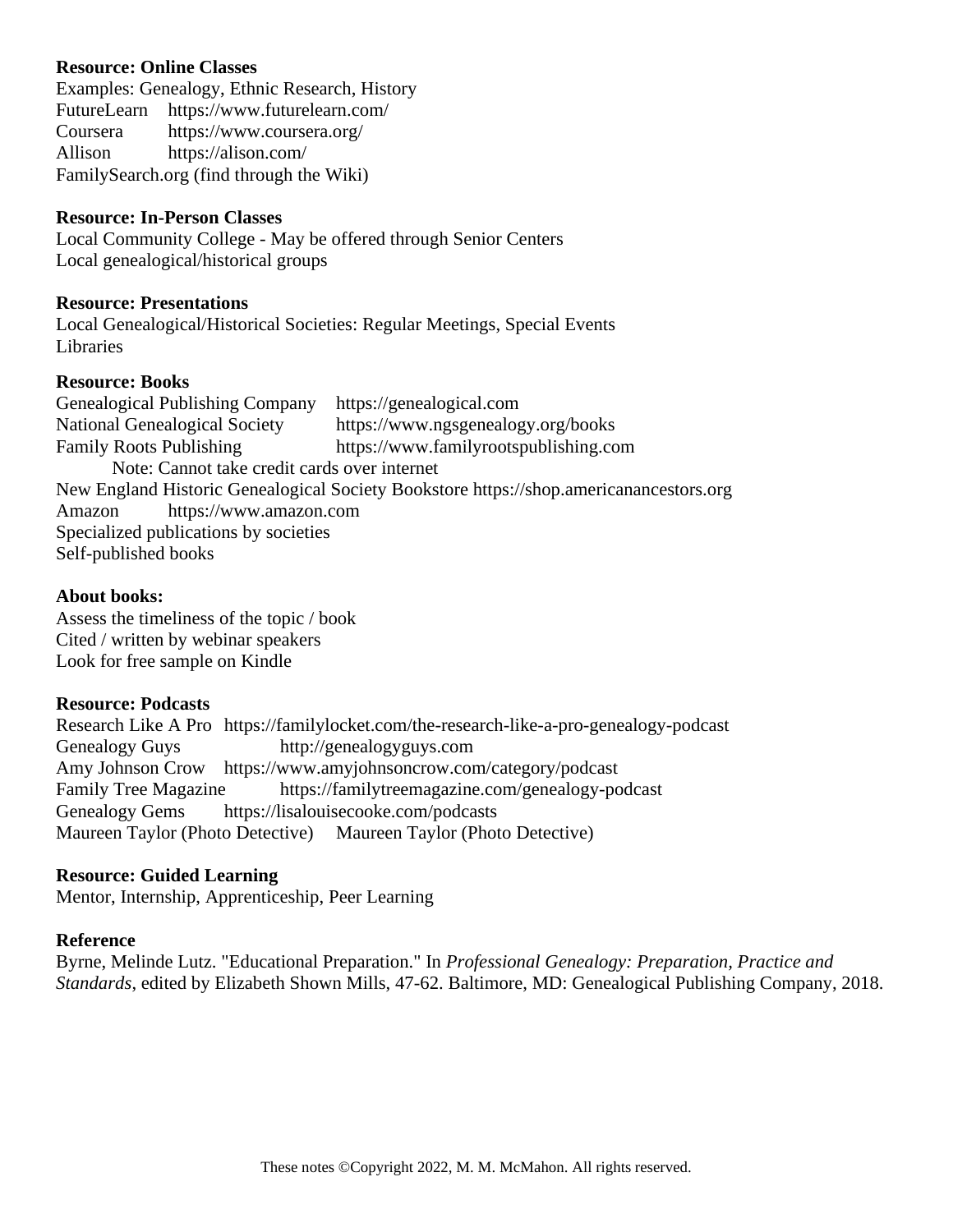**Resource: Online Classes**

Examples: Genealogy, Ethnic Research, History
FutureLearn https://www.futurelearn.com/
Coursera https://www.coursera.org/
Allison https://alison.com/
FamilySearch.org (find through the Wiki)

**Resource: In-Person Classes**

Local Community College - May be offered through Senior Centers
Local genealogical/historical groups

**Resource: Presentations**

Local Genealogical/Historical Societies: Regular Meetings, Special Events
Libraries

**Resource: Books**

Genealogical Publishing Company https://genealogical.com
National Genealogical Society https://www.ngsgenealogy.org/books
Family Roots Publishing https://www.familyrootspublishing.com
Note: Cannot take credit cards over internet
New England Historic Genealogical Society Bookstore https://shop.americanancestors.org
Amazon https://www.amazon.com
Specialized publications by societies
Self-published books

**About books:**

Assess the timeliness of the topic / book
Cited / written by webinar speakers
Look for free sample on Kindle

**Resource: Podcasts**

Research Like A Pro https://familylocket.com/the-research-like-a-pro-genealogy-podcast
Genealogy Guys http://genealogyguys.com
Amy Johnson Crow https://www.amyjohnsoncrow.com/category/podcast
Family Tree Magazine https://familytreemagazine.com/genealogy-podcast
Genealogy Gems https://lisalouisecooke.com/podcasts
Maureen Taylor (Photo Detective) Maureen Taylor (Photo Detective)

**Resource: Guided Learning**

Mentor, Internship, Apprenticeship, Peer Learning

**Reference**

Byrne, Melinde Lutz. "Educational Preparation." In *Professional Genealogy: Preparation, Practice and Standards*, edited by Elizabeth Shown Mills, 47-62. Baltimore, MD: Genealogical Publishing Company, 2018.

These notes ©Copyright 2022, M. M. McMahon. All rights reserved.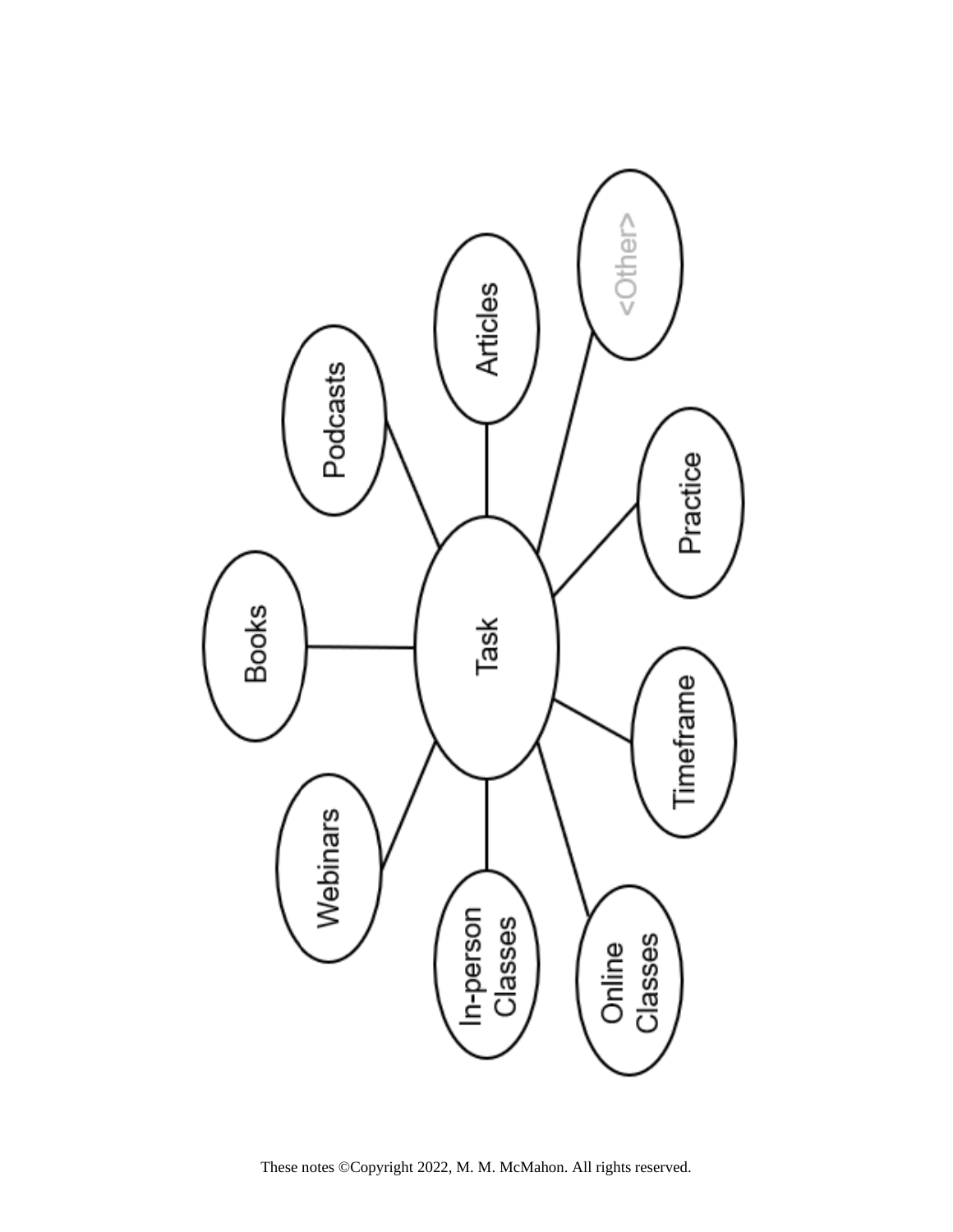- Task
  - Books
  - Podcasts
  - Articles
  - <Other>
  - Practice
  - Timeframe
  - Online Classes
  - In-person Classes
  - Webinars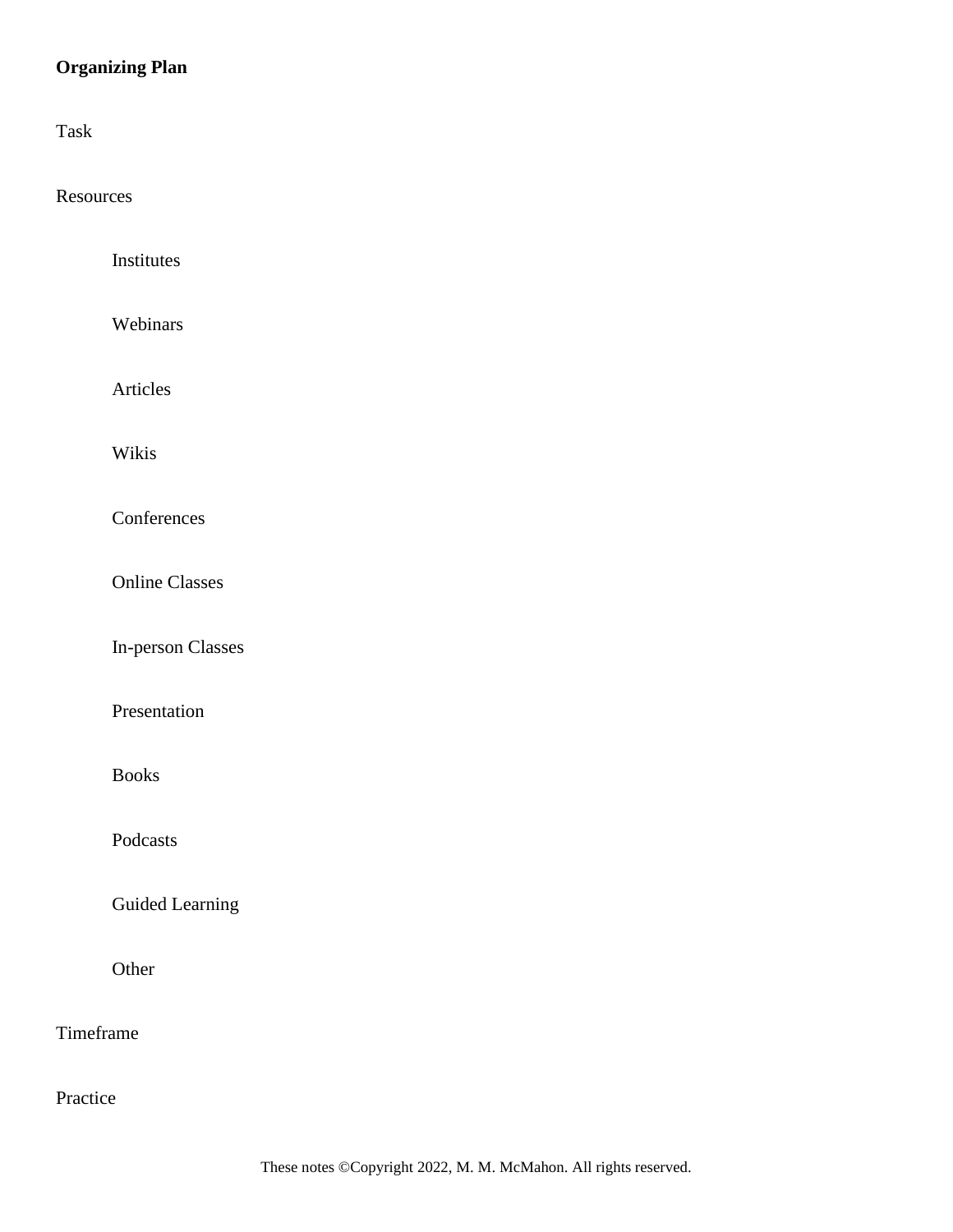**Organizing Plan**

Task

Resources

- Institutes
- Webinars
- Articles
- Wikis
- Conferences
- Online Classes
- In-person Classes
- Presentation
- Books
- Podcasts
- Guided Learning
- Other

Timeframe

Practice

These notes ©Copyright 2022, M. M. McMahon. All rights reserved.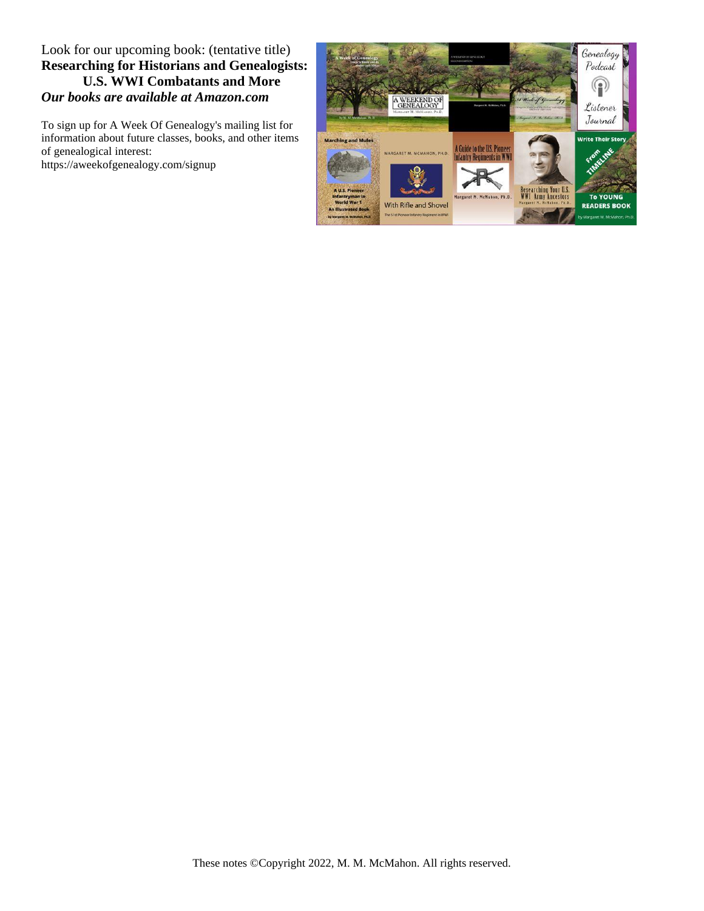Look for our upcoming book: (tentative title)
**Researching for Historians and Genealogists: U.S. WWI Combatants and More**
***Our books are available at Amazon.com***

To sign up for A Week Of Genealogy's mailing list for information about future classes, books, and other items of genealogical interest:
https://aweekofgenealogy.com/signup

These notes ©Copyright 2022, M. M. McMahon. All rights reserved.